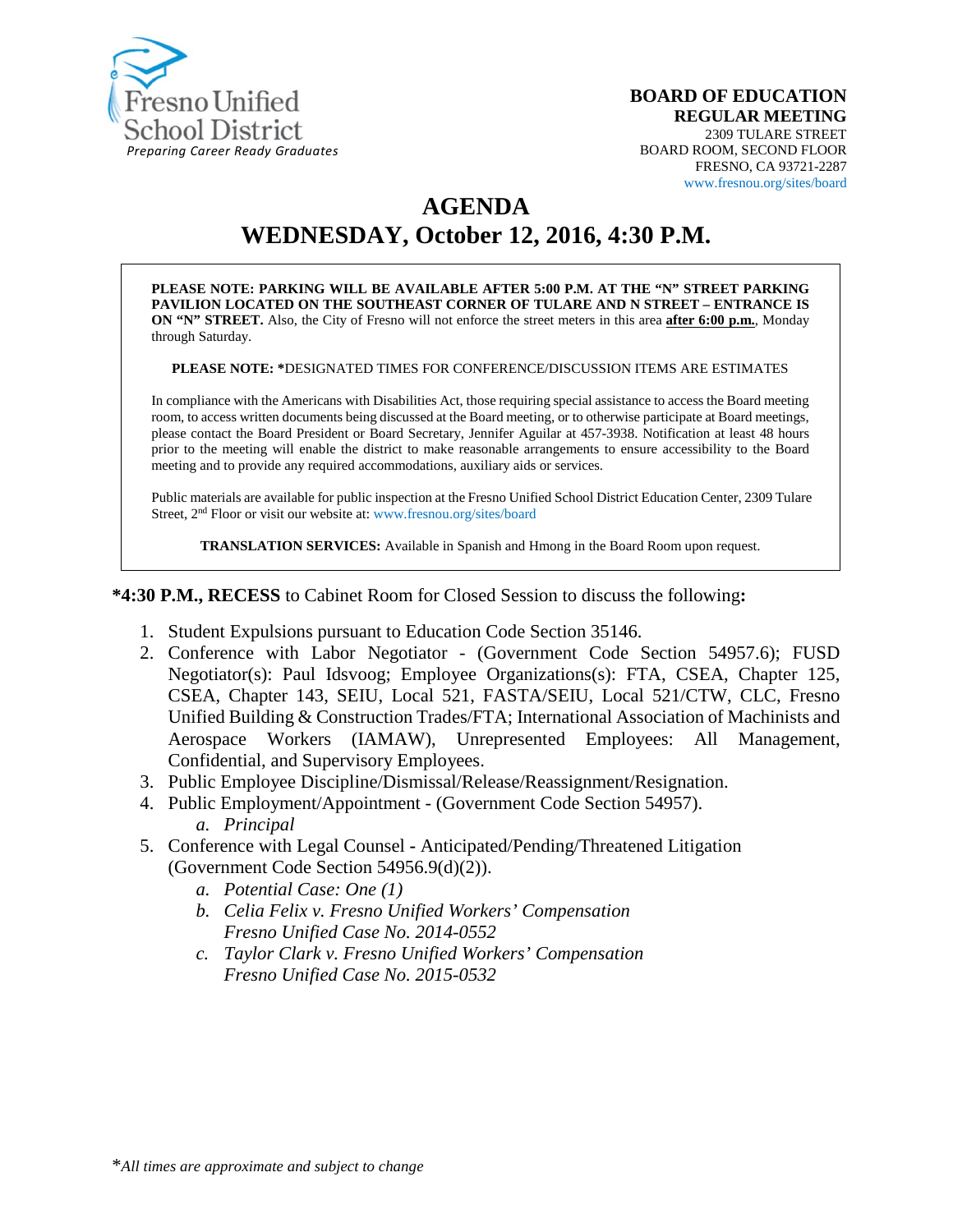Fresno Unified School District
*Preparing Career Ready Graduates*

**BOARD OF EDUCATION**
**REGULAR MEETING**
2309 TULARE STREET
BOARD ROOM, SECOND FLOOR
FRESNO, CA 93721-2287
www.fresnou.org/sites/board

# AGENDA
# WEDNESDAY, October 12, 2016, 4:30 P.M.

**PLEASE NOTE: PARKING WILL BE AVAILABLE AFTER 5:00 P.M. AT THE "N" STREET PARKING PAVILION LOCATED ON THE SOUTHEAST CORNER OF TULARE AND N STREET – ENTRANCE IS ON "N" STREET.** Also, the City of Fresno will not enforce the street meters in this area **after 6:00 p.m.**, Monday through Saturday.

**PLEASE NOTE: \***DESIGNATED TIMES FOR CONFERENCE/DISCUSSION ITEMS ARE ESTIMATES

In compliance with the Americans with Disabilities Act, those requiring special assistance to access the Board meeting room, to access written documents being discussed at the Board meeting, or to otherwise participate at Board meetings, please contact the Board President or Board Secretary, Jennifer Aguilar at 457-3938. Notification at least 48 hours prior to the meeting will enable the district to make reasonable arrangements to ensure accessibility to the Board meeting and to provide any required accommodations, auxiliary aids or services.

Public materials are available for public inspection at the Fresno Unified School District Education Center, 2309 Tulare Street, 2nd Floor or visit our website at: www.fresnou.org/sites/board

**TRANSLATION SERVICES:** Available in Spanish and Hmong in the Board Room upon request.

**\*4:30 P.M., RECESS** to Cabinet Room for Closed Session to discuss the following**:**

1. Student Expulsions pursuant to Education Code Section 35146.
2. Conference with Labor Negotiator - (Government Code Section 54957.6); FUSD Negotiator(s): Paul Idsvoog; Employee Organizations(s): FTA, CSEA, Chapter 125, CSEA, Chapter 143, SEIU, Local 521, FASTA/SEIU, Local 521/CTW, CLC, Fresno Unified Building & Construction Trades/FTA; International Association of Machinists and Aerospace Workers (IAMAW), Unrepresented Employees: All Management, Confidential, and Supervisory Employees.
3. Public Employee Discipline/Dismissal/Release/Reassignment/Resignation.
4. Public Employment/Appointment - (Government Code Section 54957).
   a. *Principal*
5. Conference with Legal Counsel **-** Anticipated/Pending/Threatened Litigation (Government Code Section 54956.9(d)(2)).
   a. *Potential Case: One (1)*
   b. *Celia Felix v. Fresno Unified Workers' Compensation Fresno Unified Case No. 2014-0552*
   c. *Taylor Clark v. Fresno Unified Workers' Compensation Fresno Unified Case No. 2015-0532*

\**All times are approximate and subject to change*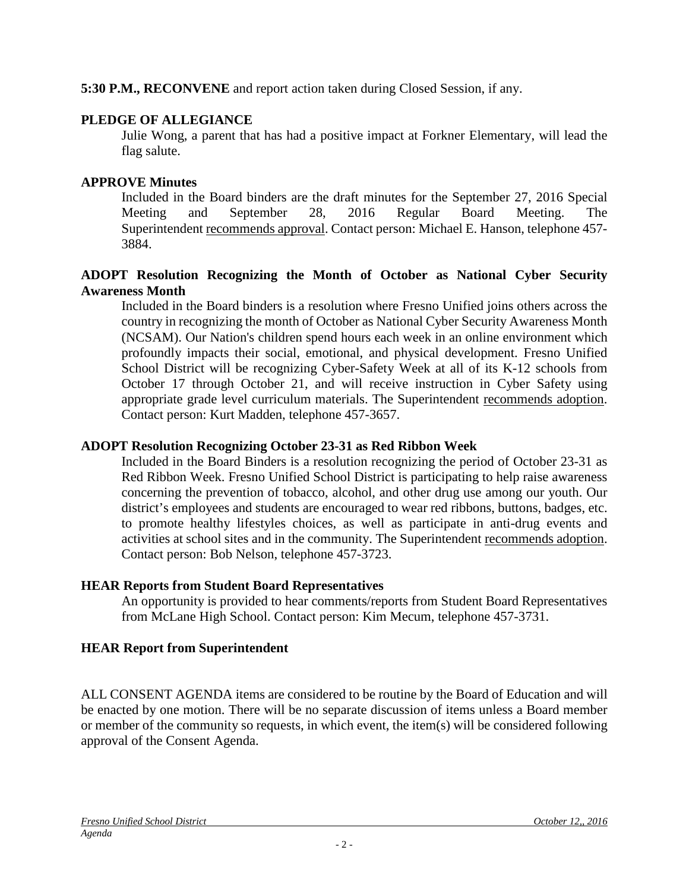**5:30 P.M., RECONVENE** and report action taken during Closed Session, if any.

**PLEDGE OF ALLEGIANCE**

Julie Wong, a parent that has had a positive impact at Forkner Elementary, will lead the flag salute.

**APPROVE Minutes**

Included in the Board binders are the draft minutes for the September 27, 2016 Special Meeting and September 28, 2016 Regular Board Meeting. The Superintendent recommends approval. Contact person: Michael E. Hanson, telephone 457-3884.

**ADOPT Resolution Recognizing the Month of October as National Cyber Security Awareness Month**

Included in the Board binders is a resolution where Fresno Unified joins others across the country in recognizing the month of October as National Cyber Security Awareness Month (NCSAM). Our Nation's children spend hours each week in an online environment which profoundly impacts their social, emotional, and physical development. Fresno Unified School District will be recognizing Cyber-Safety Week at all of its K-12 schools from October 17 through October 21, and will receive instruction in Cyber Safety using appropriate grade level curriculum materials. The Superintendent recommends adoption. Contact person: Kurt Madden, telephone 457-3657.

**ADOPT Resolution Recognizing October 23-31 as Red Ribbon Week**

Included in the Board Binders is a resolution recognizing the period of October 23-31 as Red Ribbon Week. Fresno Unified School District is participating to help raise awareness concerning the prevention of tobacco, alcohol, and other drug use among our youth. Our district's employees and students are encouraged to wear red ribbons, buttons, badges, etc. to promote healthy lifestyles choices, as well as participate in anti-drug events and activities at school sites and in the community. The Superintendent recommends adoption. Contact person: Bob Nelson, telephone 457-3723.

**HEAR Reports from Student Board Representatives**

An opportunity is provided to hear comments/reports from Student Board Representatives from McLane High School. Contact person: Kim Mecum, telephone 457-3731.

**HEAR Report from Superintendent**

ALL CONSENT AGENDA items are considered to be routine by the Board of Education and will be enacted by one motion. There will be no separate discussion of items unless a Board member or member of the community so requests, in which event, the item(s) will be considered following approval of the Consent Agenda.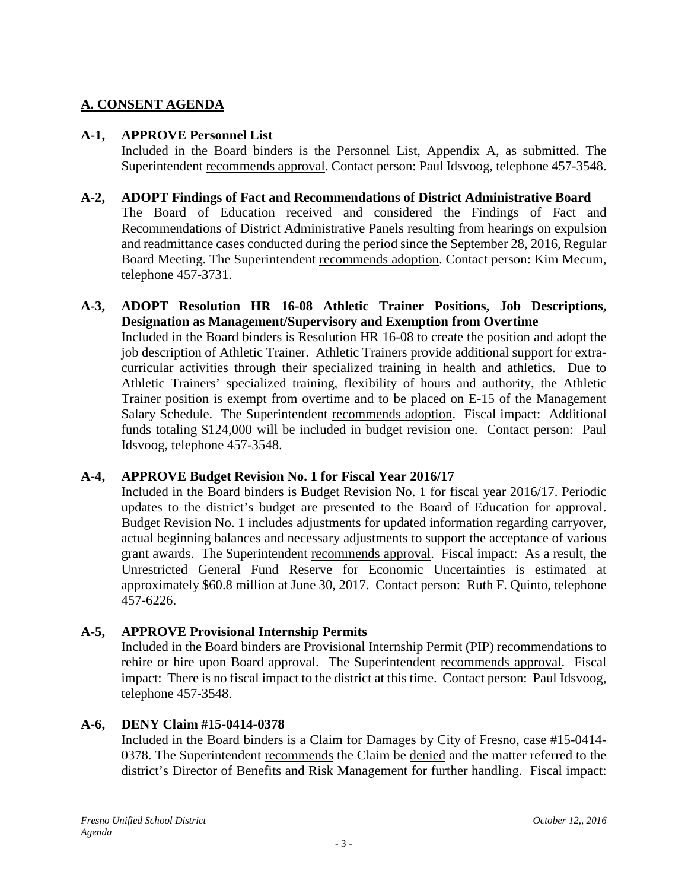## A. CONSENT AGENDA

**A-1, APPROVE Personnel List**
Included in the Board binders is the Personnel List, Appendix A, as submitted. The Superintendent recommends approval. Contact person: Paul Idsvoog, telephone 457-3548.

**A-2, ADOPT Findings of Fact and Recommendations of District Administrative Board**
The Board of Education received and considered the Findings of Fact and Recommendations of District Administrative Panels resulting from hearings on expulsion and readmittance cases conducted during the period since the September 28, 2016, Regular Board Meeting. The Superintendent recommends adoption. Contact person: Kim Mecum, telephone 457-3731.

**A-3, ADOPT Resolution HR 16-08 Athletic Trainer Positions, Job Descriptions, Designation as Management/Supervisory and Exemption from Overtime**
Included in the Board binders is Resolution HR 16-08 to create the position and adopt the job description of Athletic Trainer. Athletic Trainers provide additional support for extra-curricular activities through their specialized training in health and athletics. Due to Athletic Trainers' specialized training, flexibility of hours and authority, the Athletic Trainer position is exempt from overtime and to be placed on E-15 of the Management Salary Schedule. The Superintendent recommends adoption. Fiscal impact: Additional funds totaling $124,000 will be included in budget revision one. Contact person: Paul Idsvoog, telephone 457-3548.

**A-4, APPROVE Budget Revision No. 1 for Fiscal Year 2016/17**
Included in the Board binders is Budget Revision No. 1 for fiscal year 2016/17. Periodic updates to the district's budget are presented to the Board of Education for approval. Budget Revision No. 1 includes adjustments for updated information regarding carryover, actual beginning balances and necessary adjustments to support the acceptance of various grant awards. The Superintendent recommends approval. Fiscal impact: As a result, the Unrestricted General Fund Reserve for Economic Uncertainties is estimated at approximately $60.8 million at June 30, 2017. Contact person: Ruth F. Quinto, telephone 457-6226.

**A-5, APPROVE Provisional Internship Permits**
Included in the Board binders are Provisional Internship Permit (PIP) recommendations to rehire or hire upon Board approval. The Superintendent recommends approval. Fiscal impact: There is no fiscal impact to the district at this time. Contact person: Paul Idsvoog, telephone 457-3548.

**A-6, DENY Claim #15-0414-0378**
Included in the Board binders is a Claim for Damages by City of Fresno, case #15-0414-0378. The Superintendent recommends the Claim be denied and the matter referred to the district's Director of Benefits and Risk Management for further handling. Fiscal impact: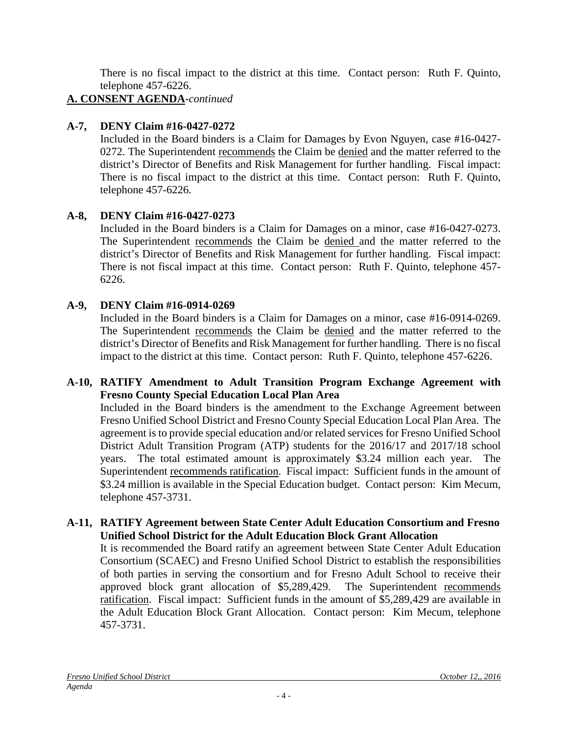There is no fiscal impact to the district at this time. Contact person: Ruth F. Quinto, telephone 457-6226.

**A. CONSENT AGENDA**-*continued*

**A-7, DENY Claim #16-0427-0272**

Included in the Board binders is a Claim for Damages by Evon Nguyen, case #16-0427-0272. The Superintendent recommends the Claim be denied and the matter referred to the district's Director of Benefits and Risk Management for further handling. Fiscal impact: There is no fiscal impact to the district at this time. Contact person: Ruth F. Quinto, telephone 457-6226.

**A-8, DENY Claim #16-0427-0273**

Included in the Board binders is a Claim for Damages on a minor, case #16-0427-0273. The Superintendent recommends the Claim be denied and the matter referred to the district's Director of Benefits and Risk Management for further handling. Fiscal impact: There is not fiscal impact at this time. Contact person: Ruth F. Quinto, telephone 457-6226.

**A-9, DENY Claim #16-0914-0269**

Included in the Board binders is a Claim for Damages on a minor, case #16-0914-0269. The Superintendent recommends the Claim be denied and the matter referred to the district's Director of Benefits and Risk Management for further handling. There is no fiscal impact to the district at this time. Contact person: Ruth F. Quinto, telephone 457-6226.

**A-10, RATIFY Amendment to Adult Transition Program Exchange Agreement with Fresno County Special Education Local Plan Area**

Included in the Board binders is the amendment to the Exchange Agreement between Fresno Unified School District and Fresno County Special Education Local Plan Area. The agreement is to provide special education and/or related services for Fresno Unified School District Adult Transition Program (ATP) students for the 2016/17 and 2017/18 school years. The total estimated amount is approximately $3.24 million each year. The Superintendent recommends ratification. Fiscal impact: Sufficient funds in the amount of $3.24 million is available in the Special Education budget. Contact person: Kim Mecum, telephone 457-3731.

**A-11, RATIFY Agreement between State Center Adult Education Consortium and Fresno Unified School District for the Adult Education Block Grant Allocation**

It is recommended the Board ratify an agreement between State Center Adult Education Consortium (SCAEC) and Fresno Unified School District to establish the responsibilities of both parties in serving the consortium and for Fresno Adult School to receive their approved block grant allocation of $5,289,429. The Superintendent recommends ratification. Fiscal impact: Sufficient funds in the amount of $5,289,429 are available in the Adult Education Block Grant Allocation. Contact person: Kim Mecum, telephone 457-3731.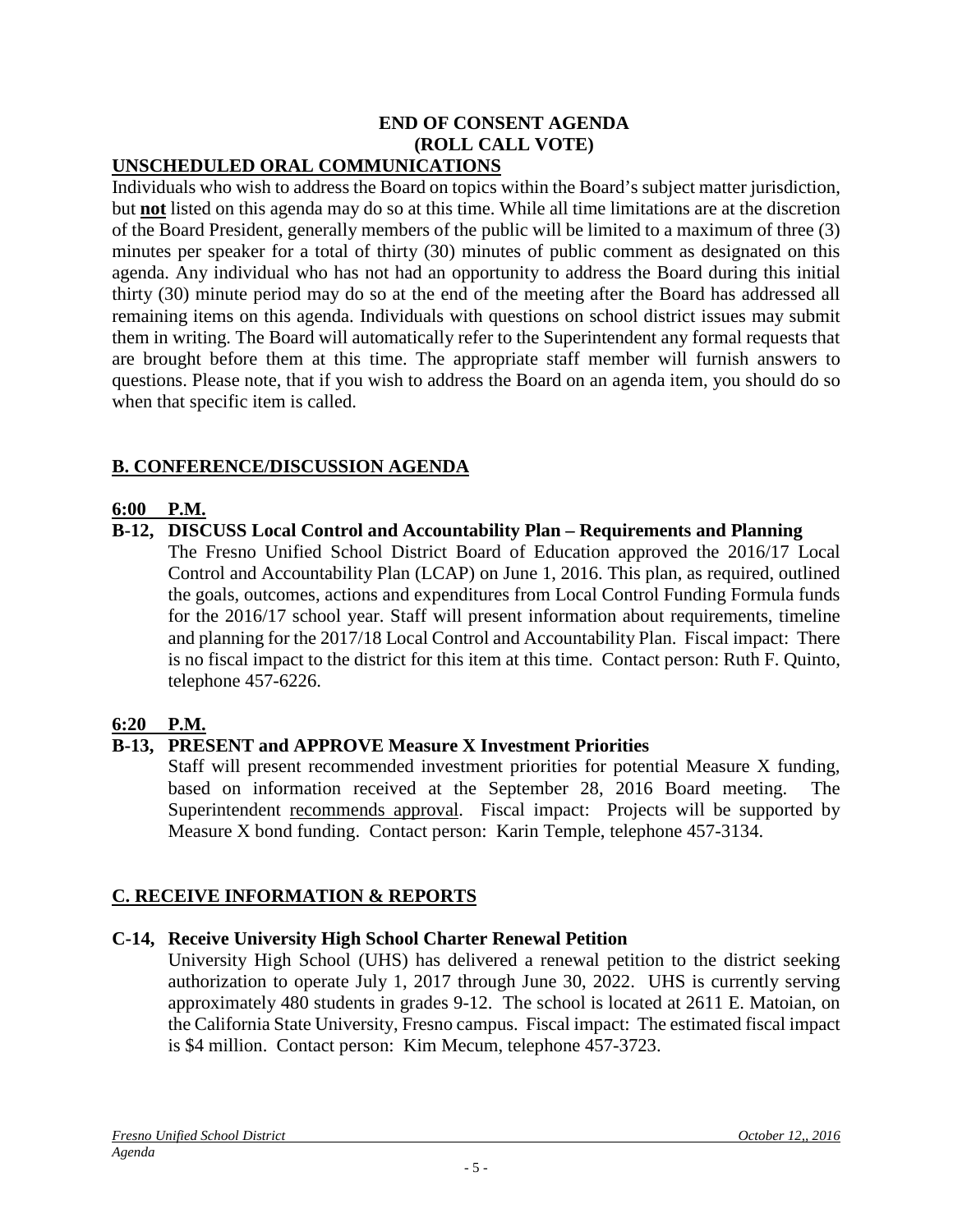**END OF CONSENT AGENDA**
**(ROLL CALL VOTE)**

## UNSCHEDULED ORAL COMMUNICATIONS

Individuals who wish to address the Board on topics within the Board's subject matter jurisdiction, but **not** listed on this agenda may do so at this time. While all time limitations are at the discretion of the Board President, generally members of the public will be limited to a maximum of three (3) minutes per speaker for a total of thirty (30) minutes of public comment as designated on this agenda. Any individual who has not had an opportunity to address the Board during this initial thirty (30) minute period may do so at the end of the meeting after the Board has addressed all remaining items on this agenda. Individuals with questions on school district issues may submit them in writing. The Board will automatically refer to the Superintendent any formal requests that are brought before them at this time. The appropriate staff member will furnish answers to questions. Please note, that if you wish to address the Board on an agenda item, you should do so when that specific item is called.

## B. CONFERENCE/DISCUSSION AGENDA

**6:00 P.M.**

**B-12, DISCUSS Local Control and Accountability Plan – Requirements and Planning**

The Fresno Unified School District Board of Education approved the 2016/17 Local Control and Accountability Plan (LCAP) on June 1, 2016. This plan, as required, outlined the goals, outcomes, actions and expenditures from Local Control Funding Formula funds for the 2016/17 school year. Staff will present information about requirements, timeline and planning for the 2017/18 Local Control and Accountability Plan. Fiscal impact: There is no fiscal impact to the district for this item at this time. Contact person: Ruth F. Quinto, telephone 457-6226.

**6:20 P.M.**

**B-13, PRESENT and APPROVE Measure X Investment Priorities**

Staff will present recommended investment priorities for potential Measure X funding, based on information received at the September 28, 2016 Board meeting. The Superintendent recommends approval. Fiscal impact: Projects will be supported by Measure X bond funding. Contact person: Karin Temple, telephone 457-3134.

## C. RECEIVE INFORMATION & REPORTS

**C-14, Receive University High School Charter Renewal Petition**

University High School (UHS) has delivered a renewal petition to the district seeking authorization to operate July 1, 2017 through June 30, 2022. UHS is currently serving approximately 480 students in grades 9-12. The school is located at 2611 E. Matoian, on the California State University, Fresno campus. Fiscal impact: The estimated fiscal impact is $4 million. Contact person: Kim Mecum, telephone 457-3723.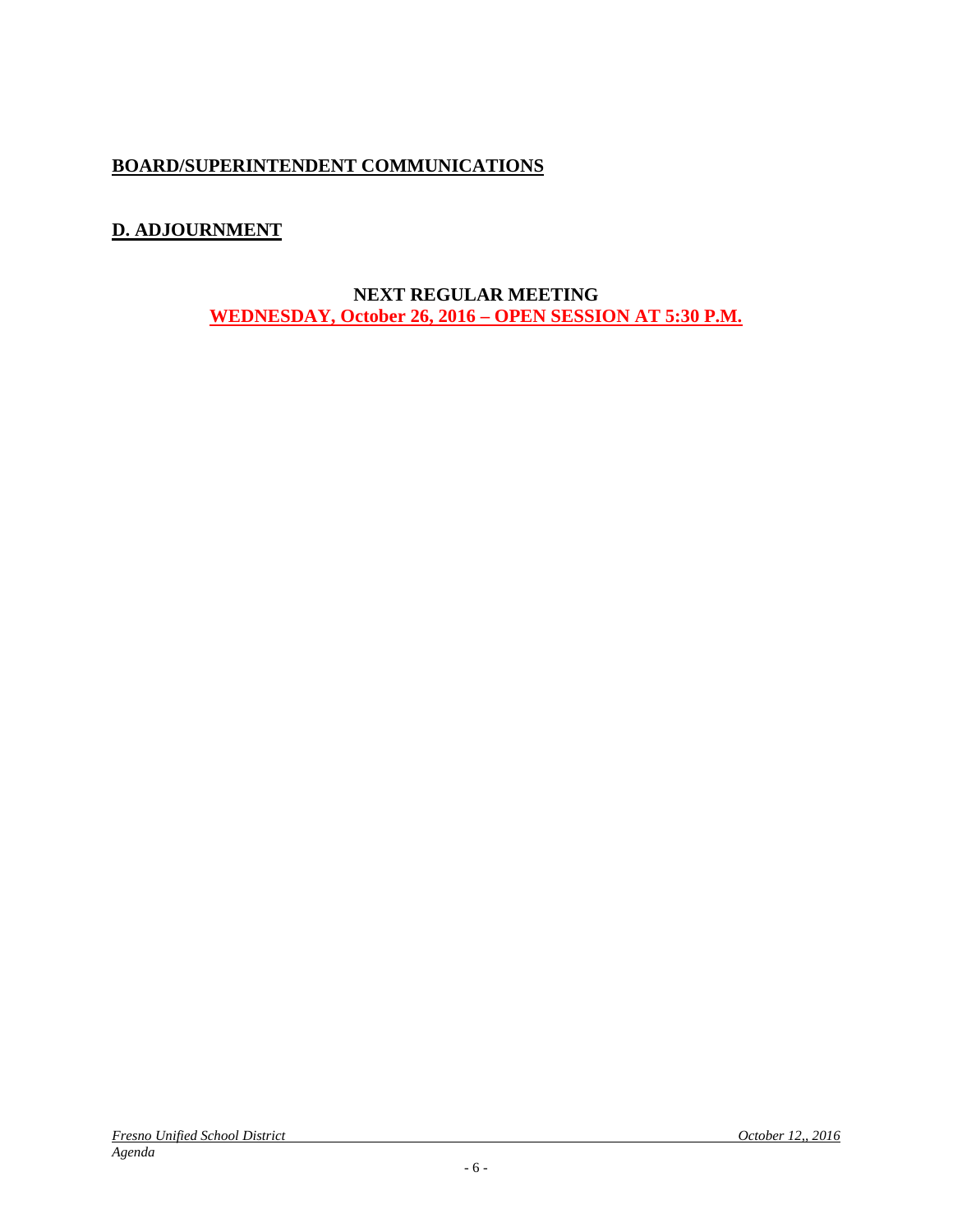**BOARD/SUPERINTENDENT COMMUNICATIONS**

**D. ADJOURNMENT**

**NEXT REGULAR MEETING**

**WEDNESDAY, October 26, 2016 – OPEN SESSION AT 5:30 P.M.**